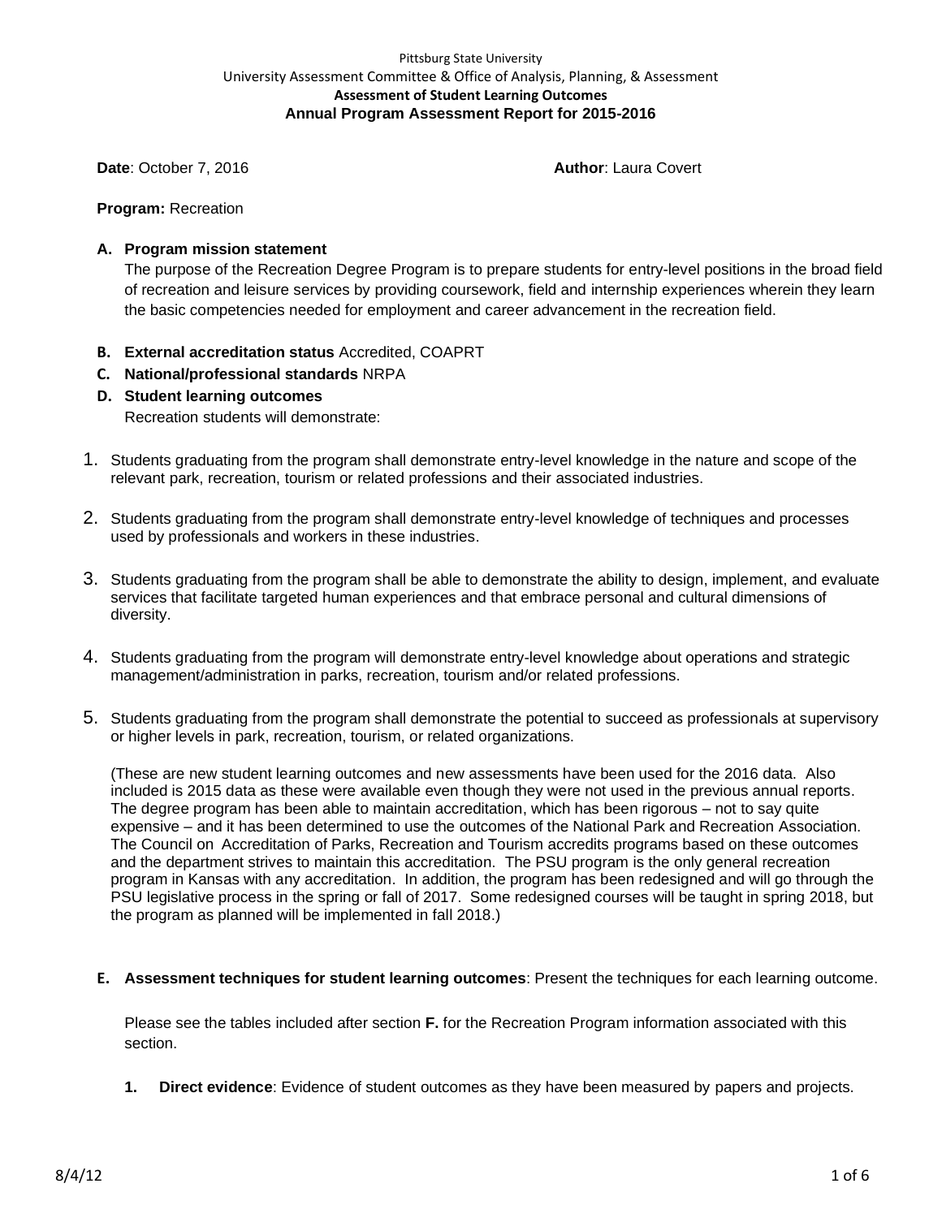Pittsburg State University
University Assessment Committee & Office of Analysis, Planning, & Assessment

**Assessment of Student Learning Outcomes**

# Annual Program Assessment Report for 2015-2016

**Date**: October 7, 2016 **Author**: Laura Covert

**Program:** Recreation

**A. Program mission statement**
The purpose of the Recreation Degree Program is to prepare students for entry-level positions in the broad field of recreation and leisure services by providing coursework, field and internship experiences wherein they learn the basic competencies needed for employment and career advancement in the recreation field.

**B. External accreditation status** Accredited, COAPRT

**C. National/professional standards** NRPA

**D. Student learning outcomes**
Recreation students will demonstrate:

1. Students graduating from the program shall demonstrate entry-level knowledge in the nature and scope of the relevant park, recreation, tourism or related professions and their associated industries.
2. Students graduating from the program shall demonstrate entry-level knowledge of techniques and processes used by professionals and workers in these industries.
3. Students graduating from the program shall be able to demonstrate the ability to design, implement, and evaluate services that facilitate targeted human experiences and that embrace personal and cultural dimensions of diversity.
4. Students graduating from the program will demonstrate entry-level knowledge about operations and strategic management/administration in parks, recreation, tourism and/or related professions.
5. Students graduating from the program shall demonstrate the potential to succeed as professionals at supervisory or higher levels in park, recreation, tourism, or related organizations.

(These are new student learning outcomes and new assessments have been used for the 2016 data. Also included is 2015 data as these were available even though they were not used in the previous annual reports. The degree program has been able to maintain accreditation, which has been rigorous – not to say quite expensive – and it has been determined to use the outcomes of the National Park and Recreation Association. The Council on Accreditation of Parks, Recreation and Tourism accredits programs based on these outcomes and the department strives to maintain this accreditation. The PSU program is the only general recreation program in Kansas with any accreditation. In addition, the program has been redesigned and will go through the PSU legislative process in the spring or fall of 2017. Some redesigned courses will be taught in spring 2018, but the program as planned will be implemented in fall 2018.)

**E. Assessment techniques for student learning outcomes**: Present the techniques for each learning outcome.

Please see the tables included after section **F.** for the Recreation Program information associated with this section.

1. **Direct evidence**: Evidence of student outcomes as they have been measured by papers and projects.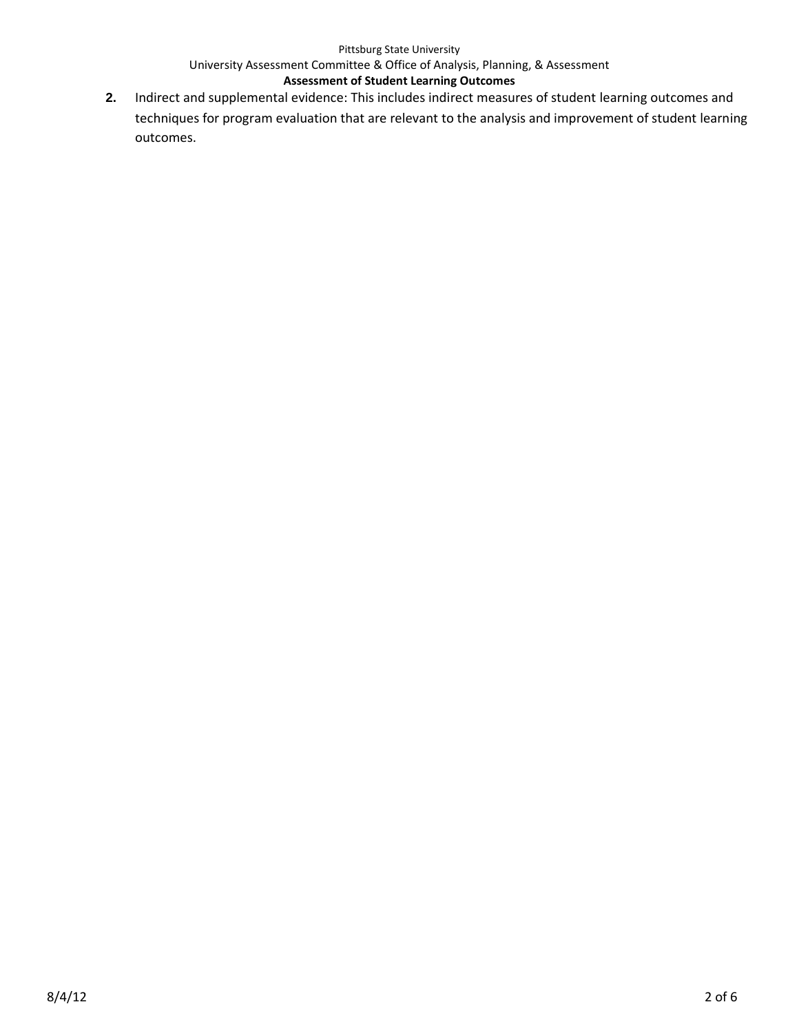2. Indirect and supplemental evidence: This includes indirect measures of student learning outcomes and techniques for program evaluation that are relevant to the analysis and improvement of student learning outcomes.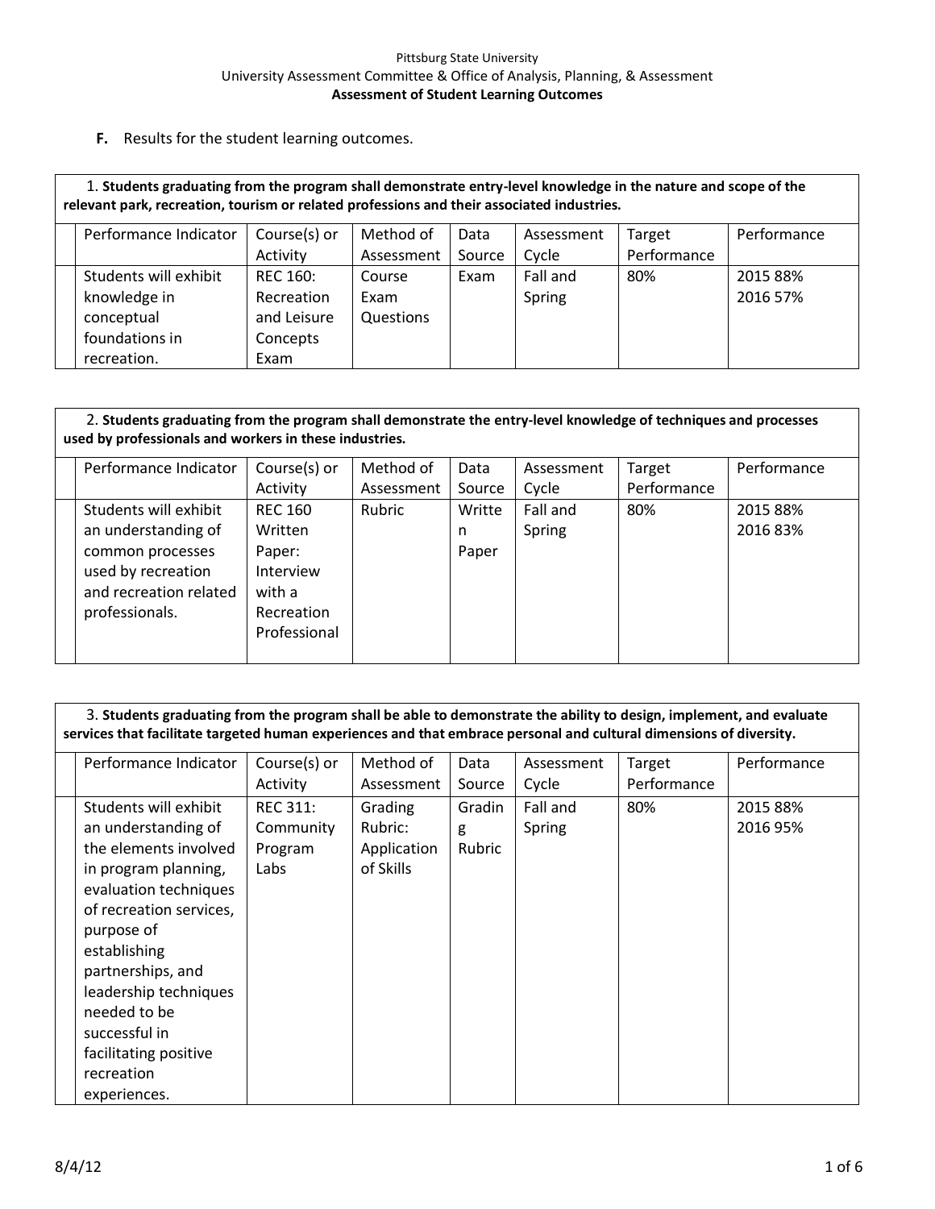Pittsburg State University
University Assessment Committee & Office of Analysis, Planning, & Assessment
**Assessment of Student Learning Outcomes**

**F.** Results for the student learning outcomes.

1. **Students graduating from the program shall demonstrate entry-level knowledge in the nature and scope of the relevant park, recreation, tourism or related professions and their associated industries.**

| | Performance Indicator | Course(s) or Activity | Method of Assessment | Data Source | Assessment Cycle | Target Performance | Performance |
|---|---|---|---|---|---|---|---|
| | Students will exhibit knowledge in conceptual foundations in recreation. | REC 160: Recreation and Leisure Concepts Exam | Course Exam Questions | Exam | Fall and Spring | 80% | 2015 88%<br>2016 57% |

2. **Students graduating from the program shall demonstrate the entry-level knowledge of techniques and processes used by professionals and workers in these industries.**

| | Performance Indicator | Course(s) or Activity | Method of Assessment | Data Source | Assessment Cycle | Target Performance | Performance |
|---|---|---|---|---|---|---|---|
| | Students will exhibit an understanding of common processes used by recreation and recreation related professionals. | REC 160 Written Paper: Interview with a Recreation Professional | Rubric | Written Paper | Fall and Spring | 80% | 2015 88%<br>2016 83% |

3. **Students graduating from the program shall be able to demonstrate the ability to design, implement, and evaluate services that facilitate targeted human experiences and that embrace personal and cultural dimensions of diversity.**

| | Performance Indicator | Course(s) or Activity | Method of Assessment | Data Source | Assessment Cycle | Target Performance | Performance |
|---|---|---|---|---|---|---|---|
| | Students will exhibit an understanding of the elements involved in program planning, evaluation techniques of recreation services, purpose of establishing partnerships, and leadership techniques needed to be successful in facilitating positive recreation experiences. | REC 311: Community Program Labs | Grading Rubric: Application of Skills | Grading Rubric | Fall and Spring | 80% | 2015 88%<br>2016 95% |

8/4/12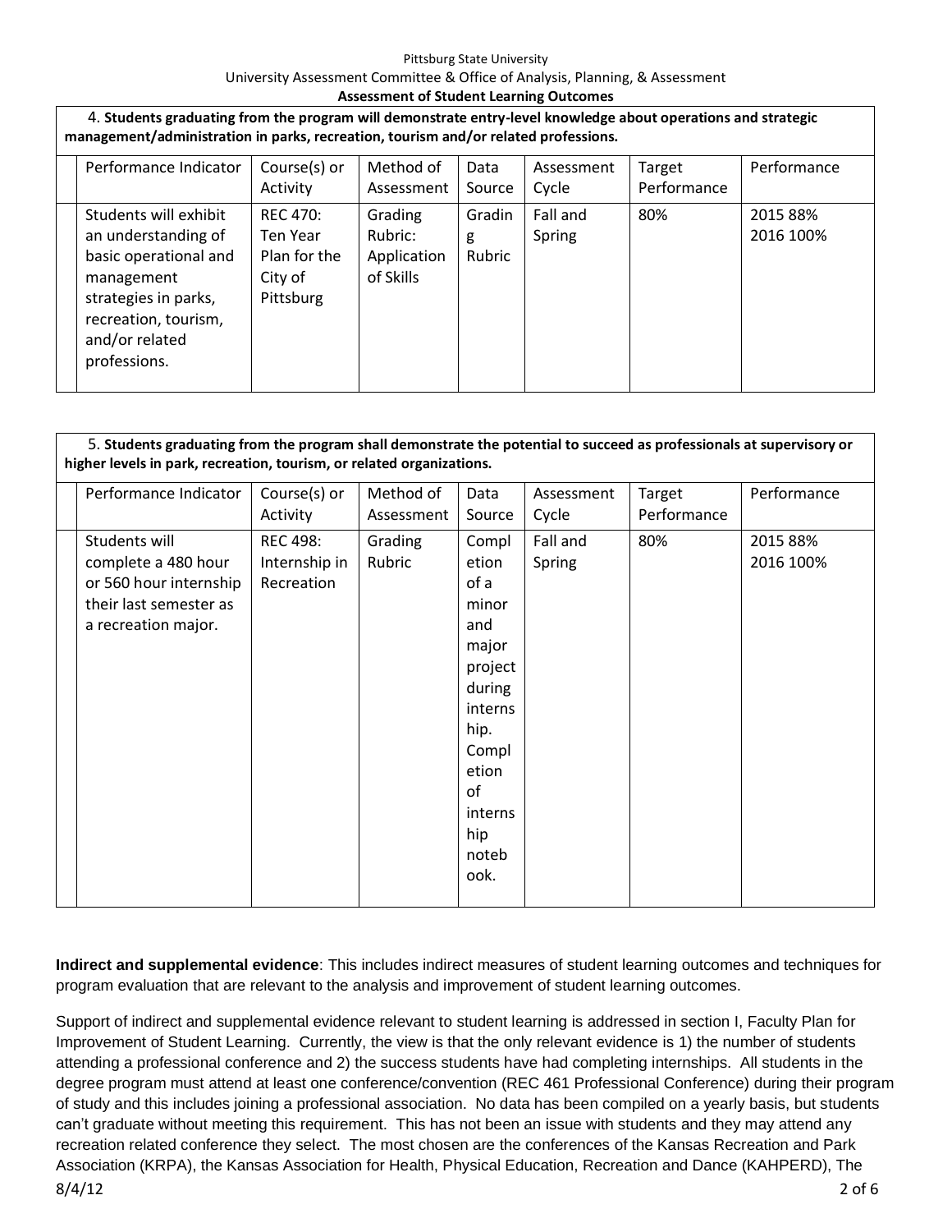| 4. **Students graduating from the program will demonstrate entry-level knowledge about operations and strategic management/administration in parks, recreation, tourism and/or related professions.** | | | | | | | |
|---|---|---|---|---|---|---|---|
| | Performance Indicator | Course(s) or Activity | Method of Assessment | Data Source | Assessment Cycle | Target Performance | Performance |
| | Students will exhibit an understanding of basic operational and management strategies in parks, recreation, tourism, and/or related professions. | REC 470: Ten Year Plan for the City of Pittsburg | Grading Rubric: Application of Skills | Grading Rubric | Fall and Spring | 80% | 2015 88% 2016 100% |

| 5. **Students graduating from the program shall demonstrate the potential to succeed as professionals at supervisory or higher levels in park, recreation, tourism, or related organizations.** | | | | | | | |
|---|---|---|---|---|---|---|---|
| | Performance Indicator | Course(s) or Activity | Method of Assessment | Data Source | Assessment Cycle | Target Performance | Performance |
| | Students will complete a 480 hour or 560 hour internship their last semester as a recreation major. | REC 498: Internship in Recreation | Grading Rubric | Completion of a minor and major project during internship. Completion of internship notebook. | Fall and Spring | 80% | 2015 88% 2016 100% |

**Indirect and supplemental evidence**: This includes indirect measures of student learning outcomes and techniques for program evaluation that are relevant to the analysis and improvement of student learning outcomes.

Support of indirect and supplemental evidence relevant to student learning is addressed in section I, Faculty Plan for Improvement of Student Learning. Currently, the view is that the only relevant evidence is 1) the number of students attending a professional conference and 2) the success students have had completing internships. All students in the degree program must attend at least one conference/convention (REC 461 Professional Conference) during their program of study and this includes joining a professional association. No data has been compiled on a yearly basis, but students can't graduate without meeting this requirement. This has not been an issue with students and they may attend any recreation related conference they select. The most chosen are the conferences of the Kansas Recreation and Park Association (KRPA), the Kansas Association for Health, Physical Education, Recreation and Dance (KAHPERD), The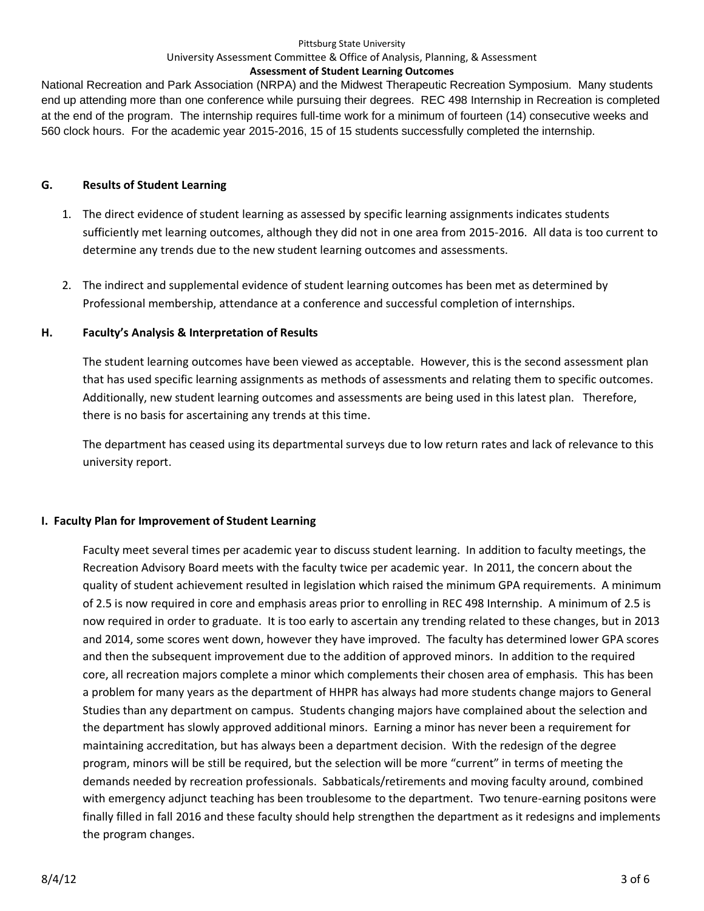National Recreation and Park Association (NRPA) and the Midwest Therapeutic Recreation Symposium. Many students end up attending more than one conference while pursuing their degrees. REC 498 Internship in Recreation is completed at the end of the program. The internship requires full-time work for a minimum of fourteen (14) consecutive weeks and 560 clock hours. For the academic year 2015-2016, 15 of 15 students successfully completed the internship.

## G. Results of Student Learning

1. The direct evidence of student learning as assessed by specific learning assignments indicates students sufficiently met learning outcomes, although they did not in one area from 2015-2016. All data is too current to determine any trends due to the new student learning outcomes and assessments.

2. The indirect and supplemental evidence of student learning outcomes has been met as determined by Professional membership, attendance at a conference and successful completion of internships.

## H. Faculty's Analysis & Interpretation of Results

The student learning outcomes have been viewed as acceptable. However, this is the second assessment plan that has used specific learning assignments as methods of assessments and relating them to specific outcomes. Additionally, new student learning outcomes and assessments are being used in this latest plan. Therefore, there is no basis for ascertaining any trends at this time.

The department has ceased using its departmental surveys due to low return rates and lack of relevance to this university report.

## I. Faculty Plan for Improvement of Student Learning

Faculty meet several times per academic year to discuss student learning. In addition to faculty meetings, the Recreation Advisory Board meets with the faculty twice per academic year. In 2011, the concern about the quality of student achievement resulted in legislation which raised the minimum GPA requirements. A minimum of 2.5 is now required in core and emphasis areas prior to enrolling in REC 498 Internship. A minimum of 2.5 is now required in order to graduate. It is too early to ascertain any trending related to these changes, but in 2013 and 2014, some scores went down, however they have improved. The faculty has determined lower GPA scores and then the subsequent improvement due to the addition of approved minors. In addition to the required core, all recreation majors complete a minor which complements their chosen area of emphasis. This has been a problem for many years as the department of HHPR has always had more students change majors to General Studies than any department on campus. Students changing majors have complained about the selection and the department has slowly approved additional minors. Earning a minor has never been a requirement for maintaining accreditation, but has always been a department decision. With the redesign of the degree program, minors will be still be required, but the selection will be more "current" in terms of meeting the demands needed by recreation professionals. Sabbaticals/retirements and moving faculty around, combined with emergency adjunct teaching has been troublesome to the department. Two tenure-earning positons were finally filled in fall 2016 and these faculty should help strengthen the department as it redesigns and implements the program changes.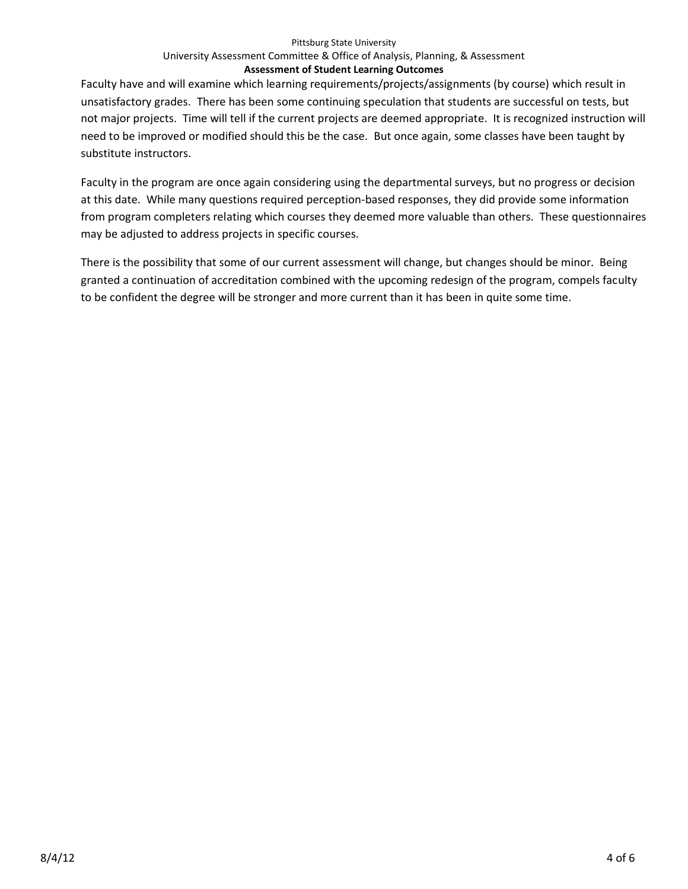Faculty have and will examine which learning requirements/projects/assignments (by course) which result in unsatisfactory grades. There has been some continuing speculation that students are successful on tests, but not major projects. Time will tell if the current projects are deemed appropriate. It is recognized instruction will need to be improved or modified should this be the case. But once again, some classes have been taught by substitute instructors.

Faculty in the program are once again considering using the departmental surveys, but no progress or decision at this date. While many questions required perception-based responses, they did provide some information from program completers relating which courses they deemed more valuable than others. These questionnaires may be adjusted to address projects in specific courses.

There is the possibility that some of our current assessment will change, but changes should be minor. Being granted a continuation of accreditation combined with the upcoming redesign of the program, compels faculty to be confident the degree will be stronger and more current than it has been in quite some time.